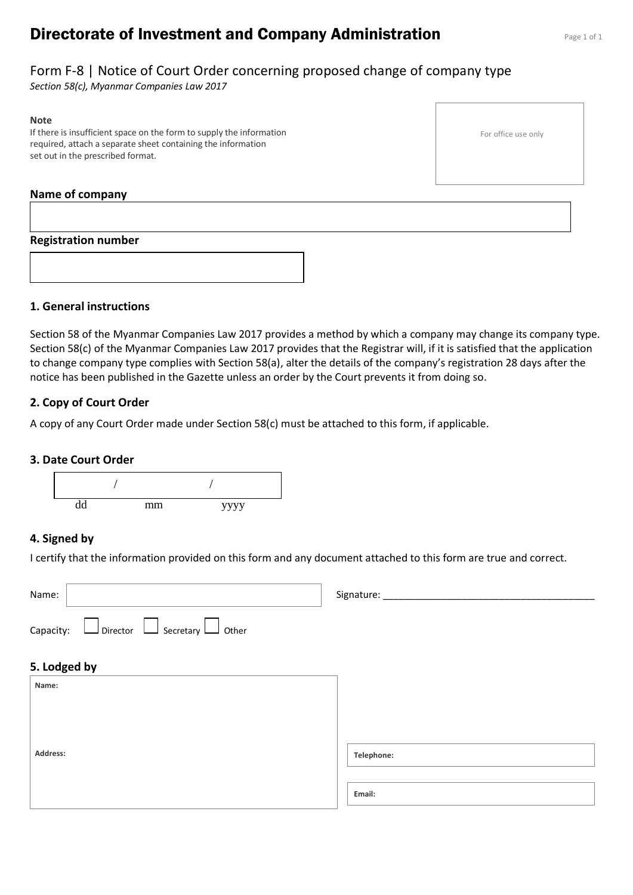# Directorate of Investment and Company Administration

## Form F-8 | Notice of Court Order concerning proposed change of company type

*Section 58(c), Myanmar Companies Law 2017*

**Note**
If there is insufficient space on the form to supply the information required, attach a separate sheet containing the information set out in the prescribed format.

For office use only

**Name of company**

**Registration number**

### 1. General instructions

Section 58 of the Myanmar Companies Law 2017 provides a method by which a company may change its company type. Section 58(c) of the Myanmar Companies Law 2017 provides that the Registrar will, if it is satisfied that the application to change company type complies with Section 58(a), alter the details of the company's registration 28 days after the notice has been published in the Gazette unless an order by the Court prevents it from doing so.

### 2. Copy of Court Order

A copy of any Court Order made under Section 58(c) must be attached to this form, if applicable.

### 3. Date Court Order

/ /
dd mm yyyy

### 4. Signed by

I certify that the information provided on this form and any document attached to this form are true and correct.

Name:

Signature: ______________________________________

Capacity: ☐ Director ☐ Secretary ☐ Other

### 5. Lodged by

Name:

Address:

Telephone:

Email: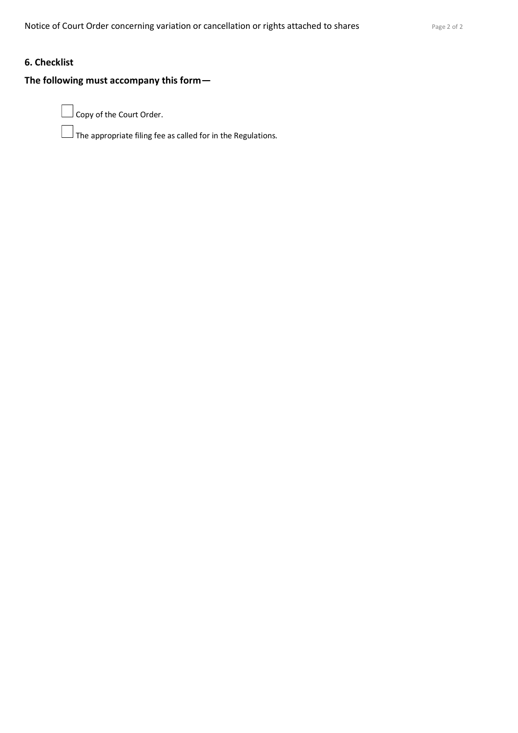## 6. Checklist

### The following must accompany this form—

- ☐ Copy of the Court Order.
- ☐ The appropriate filing fee as called for in the Regulations.